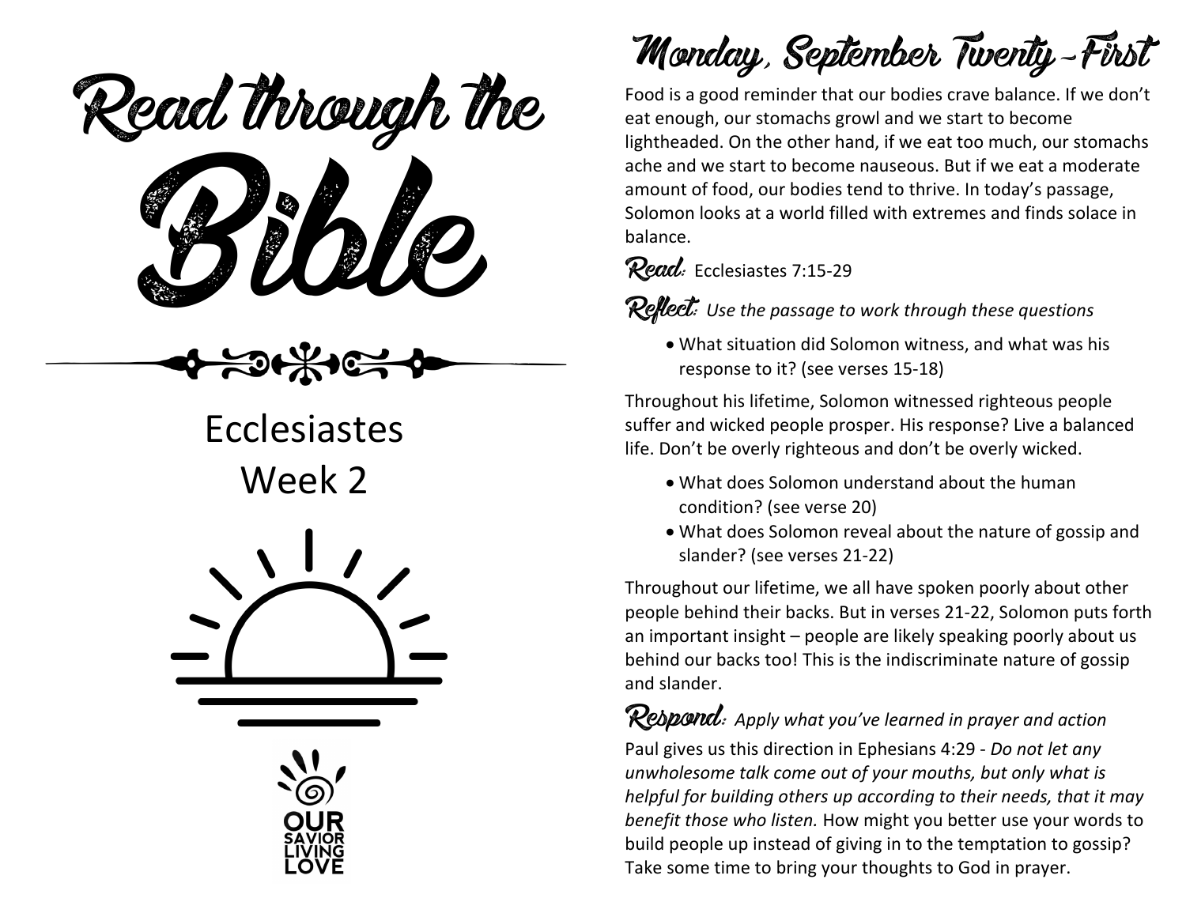# Read through the Bible

## Ecclesiastes
## Week 2

OUR SAVIOR LIVING LOVE

## Monday, September Twenty-First

Food is a good reminder that our bodies crave balance. If we don't eat enough, our stomachs growl and we start to become lightheaded. On the other hand, if we eat too much, our stomachs ache and we start to become nauseous. But if we eat a moderate amount of food, our bodies tend to thrive. In today's passage, Solomon looks at a world filled with extremes and finds solace in balance.

**Read:** Ecclesiastes 7:15-29

**Reflect:** *Use the passage to work through these questions*

- What situation did Solomon witness, and what was his response to it? (see verses 15-18)

Throughout his lifetime, Solomon witnessed righteous people suffer and wicked people prosper. His response? Live a balanced life. Don't be overly righteous and don't be overly wicked.

- What does Solomon understand about the human condition? (see verse 20)
- What does Solomon reveal about the nature of gossip and slander? (see verses 21-22)

Throughout our lifetime, we all have spoken poorly about other people behind their backs. But in verses 21-22, Solomon puts forth an important insight – people are likely speaking poorly about us behind our backs too! This is the indiscriminate nature of gossip and slander.

**Respond:** *Apply what you've learned in prayer and action*

Paul gives us this direction in Ephesians 4:29 - *Do not let any unwholesome talk come out of your mouths, but only what is helpful for building others up according to their needs, that it may benefit those who listen.* How might you better use your words to build people up instead of giving in to the temptation to gossip? Take some time to bring your thoughts to God in prayer.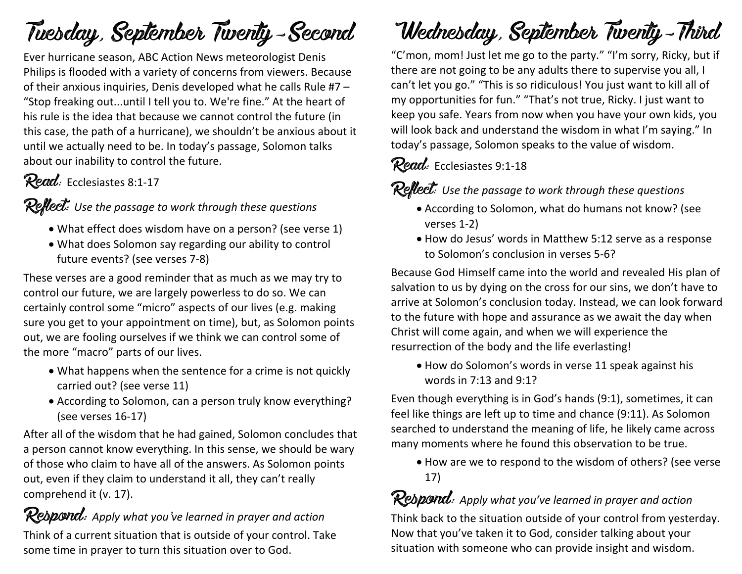# Tuesday, September Twenty-Second

Ever hurricane season, ABC Action News meteorologist Denis Philips is flooded with a variety of concerns from viewers. Because of their anxious inquiries, Denis developed what he calls Rule #7 – "Stop freaking out...until I tell you to. We're fine." At the heart of his rule is the idea that because we cannot control the future (in this case, the path of a hurricane), we shouldn't be anxious about it until we actually need to be. In today's passage, Solomon talks about our inability to control the future.

**Read:** Ecclesiastes 8:1-17

**Reflect:** *Use the passage to work through these questions*

- What effect does wisdom have on a person? (see verse 1)
- What does Solomon say regarding our ability to control future events? (see verses 7-8)

These verses are a good reminder that as much as we may try to control our future, we are largely powerless to do so. We can certainly control some "micro" aspects of our lives (e.g. making sure you get to your appointment on time), but, as Solomon points out, we are fooling ourselves if we think we can control some of the more "macro" parts of our lives.

- What happens when the sentence for a crime is not quickly carried out? (see verse 11)
- According to Solomon, can a person truly know everything? (see verses 16-17)

After all of the wisdom that he had gained, Solomon concludes that a person cannot know everything. In this sense, we should be wary of those who claim to have all of the answers. As Solomon points out, even if they claim to understand it all, they can't really comprehend it (v. 17).

**Respond:** *Apply what you've learned in prayer and action*

Think of a current situation that is outside of your control. Take some time in prayer to turn this situation over to God.

# Wednesday, September Twenty-Third

"C'mon, mom! Just let me go to the party." "I'm sorry, Ricky, but if there are not going to be any adults there to supervise you all, I can't let you go." "This is so ridiculous! You just want to kill all of my opportunities for fun." "That's not true, Ricky. I just want to keep you safe. Years from now when you have your own kids, you will look back and understand the wisdom in what I'm saying." In today's passage, Solomon speaks to the value of wisdom.

**Read:** Ecclesiastes 9:1-18

**Reflect:** *Use the passage to work through these questions*

- According to Solomon, what do humans not know? (see verses 1-2)
- How do Jesus' words in Matthew 5:12 serve as a response to Solomon's conclusion in verses 5-6?

Because God Himself came into the world and revealed His plan of salvation to us by dying on the cross for our sins, we don't have to arrive at Solomon's conclusion today. Instead, we can look forward to the future with hope and assurance as we await the day when Christ will come again, and when we will experience the resurrection of the body and the life everlasting!

- How do Solomon's words in verse 11 speak against his words in 7:13 and 9:1?

Even though everything is in God's hands (9:1), sometimes, it can feel like things are left up to time and chance (9:11). As Solomon searched to understand the meaning of life, he likely came across many moments where he found this observation to be true.

- How are we to respond to the wisdom of others? (see verse 17)

**Respond:** *Apply what you've learned in prayer and action*

Think back to the situation outside of your control from yesterday. Now that you've taken it to God, consider talking about your situation with someone who can provide insight and wisdom.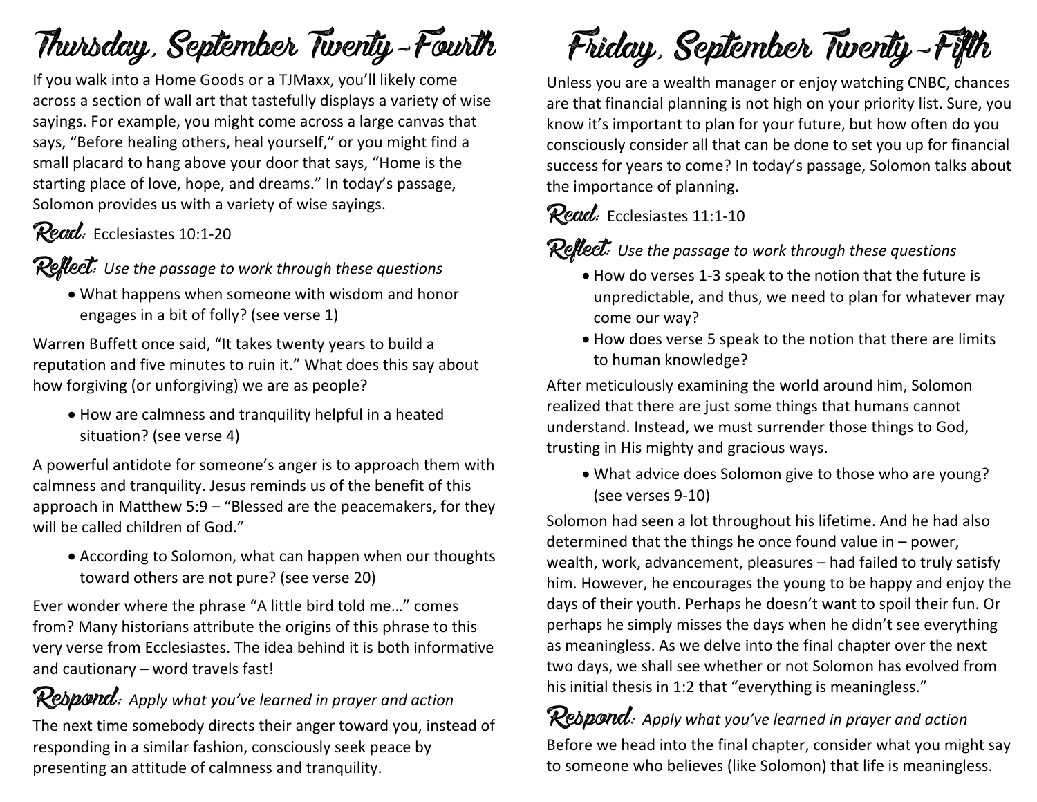# Thursday, September Twenty-Fourth

If you walk into a Home Goods or a TJMaxx, you'll likely come across a section of wall art that tastefully displays a variety of wise sayings. For example, you might come across a large canvas that says, "Before healing others, heal yourself," or you might find a small placard to hang above your door that says, "Home is the starting place of love, hope, and dreams." In today's passage, Solomon provides us with a variety of wise sayings.

**Read:** Ecclesiastes 10:1-20

**Reflect:** *Use the passage to work through these questions*

- What happens when someone with wisdom and honor engages in a bit of folly? (see verse 1)

Warren Buffett once said, "It takes twenty years to build a reputation and five minutes to ruin it." What does this say about how forgiving (or unforgiving) we are as people?

- How are calmness and tranquility helpful in a heated situation? (see verse 4)

A powerful antidote for someone's anger is to approach them with calmness and tranquility. Jesus reminds us of the benefit of this approach in Matthew 5:9 – "Blessed are the peacemakers, for they will be called children of God."

- According to Solomon, what can happen when our thoughts toward others are not pure? (see verse 20)

Ever wonder where the phrase "A little bird told me…" comes from? Many historians attribute the origins of this phrase to this very verse from Ecclesiastes. The idea behind it is both informative and cautionary – word travels fast!

**Respond:** *Apply what you've learned in prayer and action*

The next time somebody directs their anger toward you, instead of responding in a similar fashion, consciously seek peace by presenting an attitude of calmness and tranquility.

# Friday, September Twenty-Fifth

Unless you are a wealth manager or enjoy watching CNBC, chances are that financial planning is not high on your priority list. Sure, you know it's important to plan for your future, but how often do you consciously consider all that can be done to set you up for financial success for years to come? In today's passage, Solomon talks about the importance of planning.

**Read:** Ecclesiastes 11:1-10

**Reflect:** *Use the passage to work through these questions*

- How do verses 1-3 speak to the notion that the future is unpredictable, and thus, we need to plan for whatever may come our way?
- How does verse 5 speak to the notion that there are limits to human knowledge?

After meticulously examining the world around him, Solomon realized that there are just some things that humans cannot understand. Instead, we must surrender those things to God, trusting in His mighty and gracious ways.

- What advice does Solomon give to those who are young? (see verses 9-10)

Solomon had seen a lot throughout his lifetime. And he had also determined that the things he once found value in – power, wealth, work, advancement, pleasures – had failed to truly satisfy him. However, he encourages the young to be happy and enjoy the days of their youth. Perhaps he doesn't want to spoil their fun. Or perhaps he simply misses the days when he didn't see everything as meaningless. As we delve into the final chapter over the next two days, we shall see whether or not Solomon has evolved from his initial thesis in 1:2 that "everything is meaningless."

**Respond:** *Apply what you've learned in prayer and action*

Before we head into the final chapter, consider what you might say to someone who believes (like Solomon) that life is meaningless.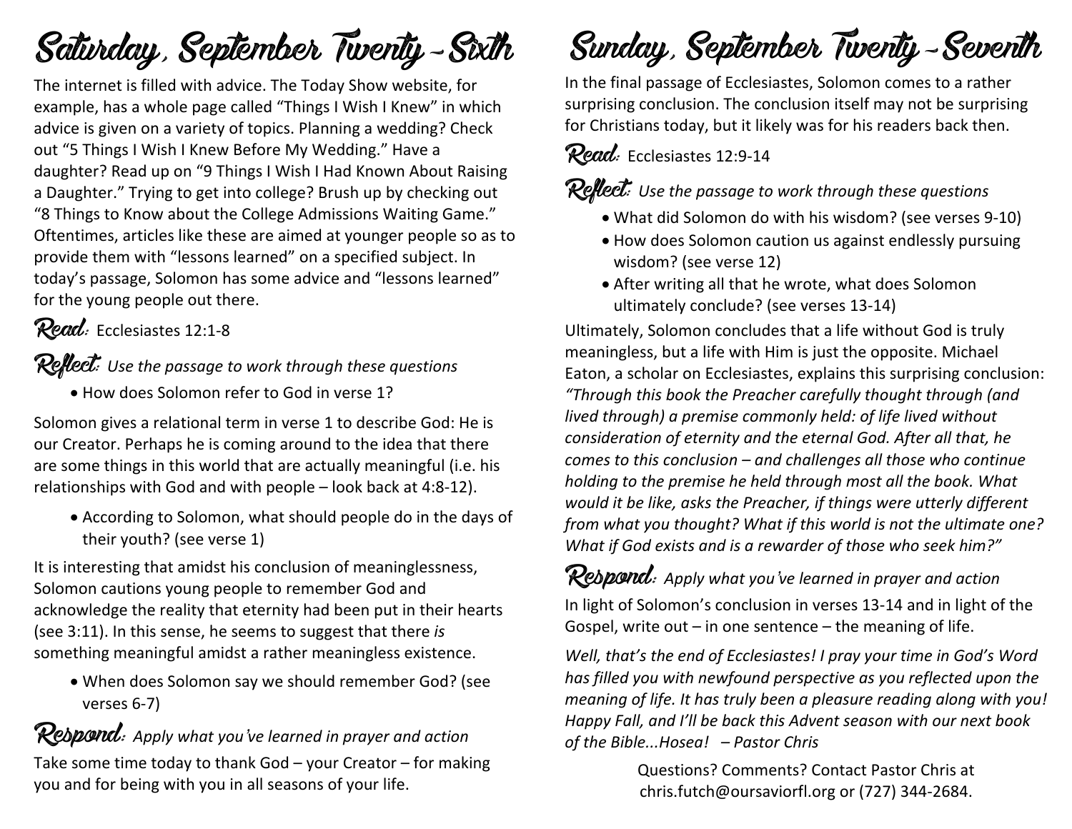# Saturday, September Twenty-Sixth

The internet is filled with advice. The Today Show website, for example, has a whole page called "Things I Wish I Knew" in which advice is given on a variety of topics. Planning a wedding? Check out "5 Things I Wish I Knew Before My Wedding." Have a daughter? Read up on "9 Things I Wish I Had Known About Raising a Daughter." Trying to get into college? Brush up by checking out "8 Things to Know about the College Admissions Waiting Game." Oftentimes, articles like these are aimed at younger people so as to provide them with "lessons learned" on a specified subject. In today's passage, Solomon has some advice and "lessons learned" for the young people out there.

**Read:** Ecclesiastes 12:1-8

**Reflect:** *Use the passage to work through these questions*

- How does Solomon refer to God in verse 1?

Solomon gives a relational term in verse 1 to describe God: He is our Creator. Perhaps he is coming around to the idea that there are some things in this world that are actually meaningful (i.e. his relationships with God and with people – look back at 4:8-12).

- According to Solomon, what should people do in the days of their youth? (see verse 1)

It is interesting that amidst his conclusion of meaninglessness, Solomon cautions young people to remember God and acknowledge the reality that eternity had been put in their hearts (see 3:11). In this sense, he seems to suggest that there *is* something meaningful amidst a rather meaningless existence.

- When does Solomon say we should remember God? (see verses 6-7)

**Respond:** *Apply what you've learned in prayer and action*

Take some time today to thank God – your Creator – for making you and for being with you in all seasons of your life.

# Sunday, September Twenty-Seventh

In the final passage of Ecclesiastes, Solomon comes to a rather surprising conclusion. The conclusion itself may not be surprising for Christians today, but it likely was for his readers back then.

**Read:** Ecclesiastes 12:9-14

**Reflect:** *Use the passage to work through these questions*

- What did Solomon do with his wisdom? (see verses 9-10)
- How does Solomon caution us against endlessly pursuing wisdom? (see verse 12)
- After writing all that he wrote, what does Solomon ultimately conclude? (see verses 13-14)

Ultimately, Solomon concludes that a life without God is truly meaningless, but a life with Him is just the opposite. Michael Eaton, a scholar on Ecclesiastes, explains this surprising conclusion: *"Through this book the Preacher carefully thought through (and lived through) a premise commonly held: of life lived without consideration of eternity and the eternal God. After all that, he comes to this conclusion – and challenges all those who continue holding to the premise he held through most all the book. What would it be like, asks the Preacher, if things were utterly different from what you thought? What if this world is not the ultimate one? What if God exists and is a rewarder of those who seek him?"*

**Respond:** *Apply what you've learned in prayer and action*

In light of Solomon's conclusion in verses 13-14 and in light of the Gospel, write out – in one sentence – the meaning of life.

*Well, that's the end of Ecclesiastes! I pray your time in God's Word has filled you with newfound perspective as you reflected upon the meaning of life. It has truly been a pleasure reading along with you! Happy Fall, and I'll be back this Advent season with our next book of the Bible...Hosea! – Pastor Chris*

Questions? Comments? Contact Pastor Chris at chris.futch@oursaviorfl.org or (727) 344-2684.